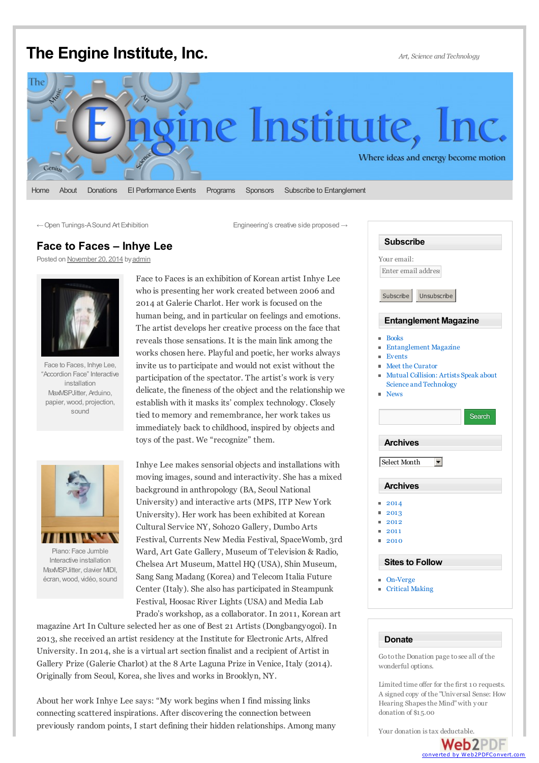# The Engine Institute, Inc.

*Art, Science and Technology*

Home | About | Donations | EI Performance Events | Programs | Sponsors | Subscribe to Entanglement

← Open Tunings-A Sound Art Exhibition

Engineering's creative side proposed →

## Face to Faces – Inhye Lee

Posted on November 20, 2014 by admin

Face to Faces, Inhye Lee, "Accordion Face" Interactive installation MaxMSPJitter, Arduino, papier, wood, projection, sound

Face to Faces is an exhibition of Korean artist Inhye Lee who is presenting her work created between 2006 and 2014 at Galerie Charlot. Her work is focused on the human being, and in particular on feelings and emotions. The artist develops her creative process on the face that reveals those sensations. It is the main link among the works chosen here. Playful and poetic, her works always invite us to participate and would not exist without the participation of the spectator. The artist's work is very delicate, the fineness of the object and the relationship we establish with it masks its' complex technology. Closely tied to memory and remembrance, her work takes us immediately back to childhood, inspired by objects and toys of the past. We "recognize" them.

Piano: Face Jumble Interactive installation MaxMSPJitter, clavier MIDI, écran, wood, vidéo, sound

Inhye Lee makes sensorial objects and installations with moving images, sound and interactivity. She has a mixed background in anthropology (BA, Seoul National University) and interactive arts (MPS, ITP New York University). Her work has been exhibited at Korean Cultural Service NY, Soho20 Gallery, Dumbo Arts Festival, Currents New Media Festival, SpaceWomb, 3rd Ward, Art Gate Gallery, Museum of Television & Radio, Chelsea Art Museum, Mattel HQ (USA), Shin Museum, Sang Sang Madang (Korea) and Telecom Italia Future Center (Italy). She also has participated in Steampunk Festival, Hoosac River Lights (USA) and Media Lab Prado's workshop, as a collaborator. In 2011, Korean art magazine Art In Culture selected her as one of Best 21 Artists (Dongbangyogoi). In 2013, she received an artist residency at the Institute for Electronic Arts, Alfred University. In 2014, she is a virtual art section finalist and a recipient of Artist in Gallery Prize (Galerie Charlot) at the 8 Arte Laguna Prize in Venice, Italy (2014). Originally from Seoul, Korea, she lives and works in Brooklyn, NY.

About her work Inhye Lee says: "My work begins when I find missing links connecting scattered inspirations. After discovering the connection between previously random points, I start defining their hidden relationships. Among many

### Subscribe

Your email:

Enter email address

Subscribe | Unsubscribe

### Entanglement Magazine

- Books
- Entanglement Magazine
- Events
- Meet the Curator
- Mutual Collision: Artists Speak about Science and Technology
- News

Search

### Archives

Select Month

### Archives

- 2014
- 2013
- 2012
- 2011
- 2010

### Sites to Follow

- On-Verge
- Critical Making

### Donate

Go to the Donation page to see all of the wonderful options.

Limited time offer for the first 10 requests. A signed copy of the "Universal Sense: How Hearing Shapes the Mind" with your donation of $15.00

Your donation is tax deductable.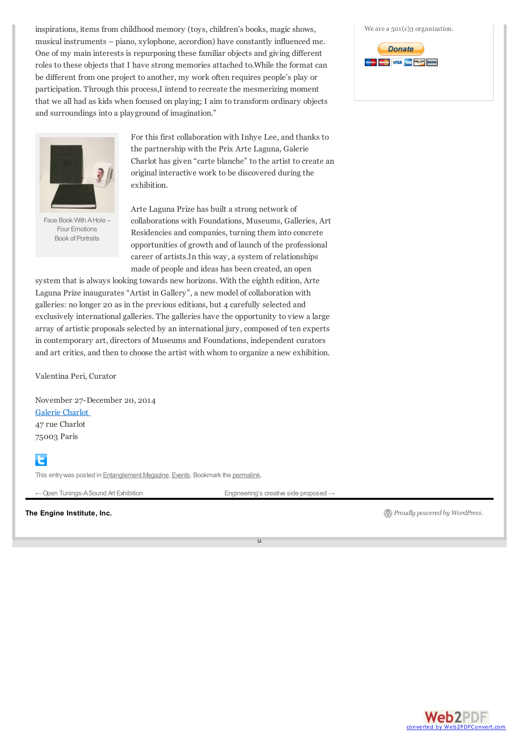inspirations, items from childhood memory (toys, children's books, magic shows, musical instruments – piano, xylophone, accordion) have constantly influenced me. One of my main interests is repurposing these familiar objects and giving different roles to these objects that I have strong memories attached to.While the format can be different from one project to another, my work often requires people's play or participation. Through this process,I intend to recreate the mesmerizing moment that we all had as kids when focused on playing; I aim to transform ordinary objects and surroundings into a playground of imagination."

Face Book With A Hole – Four Emotions Book of Portraits

For this first collaboration with Inhye Lee, and thanks to the partnership with the Prix Arte Laguna, Galerie Charlot has given "carte blanche" to the artist to create an original interactive work to be discovered during the exhibition.

Arte Laguna Prize has built a strong network of collaborations with Foundations, Museums, Galleries, Art Residencies and companies, turning them into concrete opportunities of growth and of launch of the professional career of artists.In this way, a system of relationships made of people and ideas has been created, an open system that is always looking towards new horizons. With the eighth edition, Arte Laguna Prize inaugurates "Artist in Gallery", a new model of collaboration with galleries: no longer 20 as in the previous editions, but 4 carefully selected and exclusively international galleries. The galleries have the opportunity to view a large array of artistic proposals selected by an international jury, composed of ten experts in contemporary art, directors of Museums and Foundations, independent curators and art critics, and then to choose the artist with whom to organize a new exhibition.

Valentina Peri, Curator

November 27-December 20, 2014
Galerie Charlot
47 rue Charlot
75003 Paris

This entry was posted in Entanglement Magazine, Events. Bookmark the permalink.

← Open Tunings-A Sound Art Exhibition

Engineering's creative side proposed →

We are a 501(c)3 organization.

Donate

**The Engine Institute, Inc.**

*Proudly powered by WordPress.*